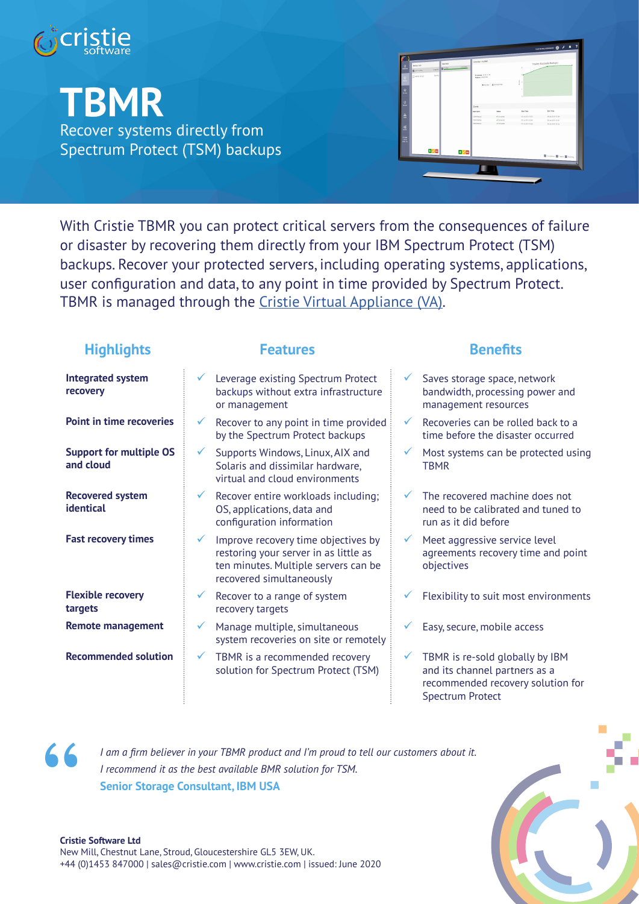# TBMR

Recover systems directly from Spectrum Protect (TSM) backups

With Cristie TBMR you can protect critical servers from the consequences of failure or disaster by recovering them directly from your IBM Spectrum Protect (TSM) backups. Recover your protected servers, including operating systems, applications, user configuration and data, to any point in time provided by Spectrum Protect. TBMR is managed through the Cristie Virtual Appliance (VA).

| Highlights | Features | Benefits |
| --- | --- | --- |
| **Integrated system recovery** | ✓ Leverage existing Spectrum Protect backups without extra infrastructure or management | ✓ Saves storage space, network bandwidth, processing power and management resources |
| **Point in time recoveries** | ✓ Recover to any point in time provided by the Spectrum Protect backups | ✓ Recoveries can be rolled back to a time before the disaster occurred |
| **Support for multiple OS and cloud** | ✓ Supports Windows, Linux, AIX and Solaris and dissimilar hardware, virtual and cloud environments | ✓ Most systems can be protected using TBMR |
| **Recovered system identical** | ✓ Recover entire workloads including; OS, applications, data and configuration information | ✓ The recovered machine does not need to be calibrated and tuned to run as it did before |
| **Fast recovery times** | ✓ Improve recovery time objectives by restoring your server in as little as ten minutes. Multiple servers can be recovered simultaneously | ✓ Meet aggressive service level agreements recovery time and point objectives |
| **Flexible recovery targets** | ✓ Recover to a range of system recovery targets | ✓ Flexibility to suit most environments |
| **Remote management** | ✓ Manage multiple, simultaneous system recoveries on site or remotely | ✓ Easy, secure, mobile access |
| **Recommended solution** | ✓ TBMR is a recommended recovery solution for Spectrum Protect (TSM) | ✓ TBMR is re-sold globally by IBM and its channel partners as a recommended recovery solution for Spectrum Protect |

> *I am a firm believer in your TBMR product and I'm proud to tell our customers about it. I recommend it as the best available BMR solution for TSM.*
>
> **Senior Storage Consultant, IBM USA**

**Cristie Software Ltd**
New Mill, Chestnut Lane, Stroud, Gloucestershire GL5 3EW, UK.
+44 (0)1453 847000 | sales@cristie.com | www.cristie.com | issued: June 2020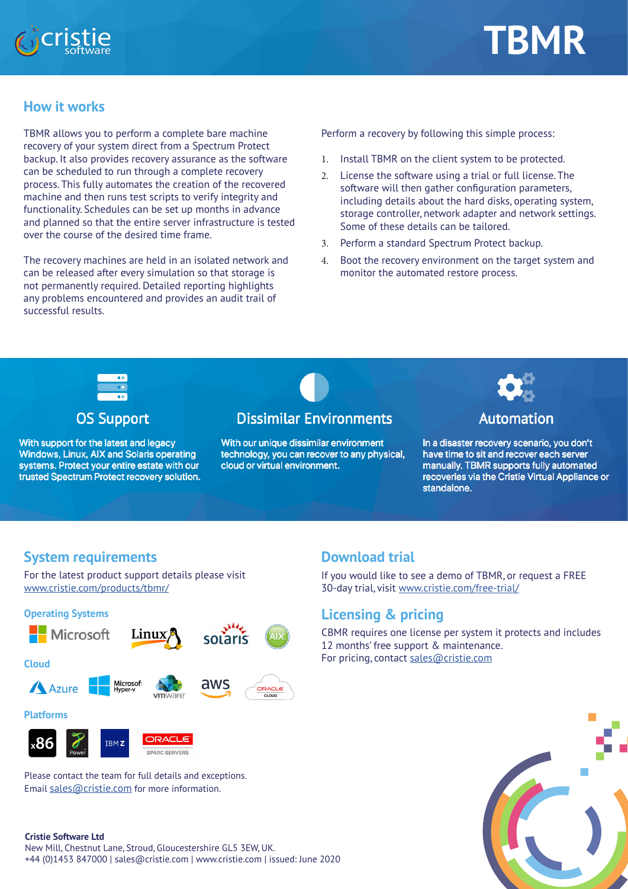# TBMR

## How it works

TBMR allows you to perform a complete bare machine recovery of your system direct from a Spectrum Protect backup. It also provides recovery assurance as the software can be scheduled to run through a complete recovery process. This fully automates the creation of the recovered machine and then runs test scripts to verify integrity and functionality. Schedules can be set up months in advance and planned so that the entire server infrastructure is tested over the course of the desired time frame.

The recovery machines are held in an isolated network and can be released after every simulation so that storage is not permanently required. Detailed reporting highlights any problems encountered and provides an audit trail of successful results.

Perform a recovery by following this simple process:

1. Install TBMR on the client system to be protected.
2. License the software using a trial or full license. The software will then gather configuration parameters, including details about the hard disks, operating system, storage controller, network adapter and network settings. Some of these details can be tailored.
3. Perform a standard Spectrum Protect backup.
4. Boot the recovery environment on the target system and monitor the automated restore process.

### OS Support

With support for the latest and legacy Windows, Linux, AIX and Solaris operating systems. Protect your entire estate with our trusted Spectrum Protect recovery solution.

### Dissimilar Environments

With our unique dissimilar environment technology, you can recover to any physical, cloud or virtual environment.

### Automation

In a disaster recovery scenario, you don't have time to sit and recover each server manually. TBMR supports fully automated recoveries via the Cristie Virtual Appliance or standalone.

## System requirements

For the latest product support details please visit www.cristie.com/products/tbmr/

### Operating Systems

Microsoft, Linux, Solaris, AIX

### Cloud

Azure, Microsoft Hyper-v, vmware, aws, Oracle Cloud

### Platforms

x86, Power, IBM Z, Oracle SPARC Servers

Please contact the team for full details and exceptions. Email sales@cristie.com for more information.

## Download trial

If you would like to see a demo of TBMR, or request a FREE 30-day trial, visit www.cristie.com/free-trial/

## Licensing & pricing

CBMR requires one license per system it protects and includes 12 months' free support & maintenance.
For pricing, contact sales@cristie.com

**Cristie Software Ltd**
New Mill, Chestnut Lane, Stroud, Gloucestershire GL5 3EW, UK.
+44 (0)1453 847000 | sales@cristie.com | www.cristie.com | issued: June 2020